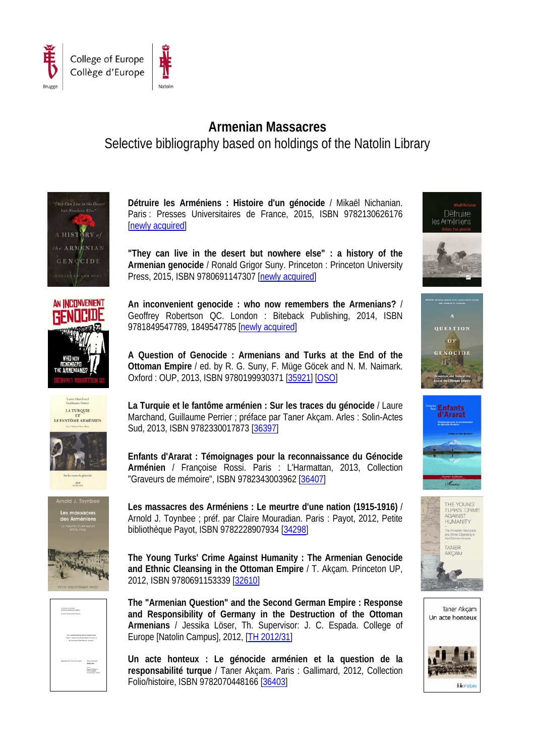College of Europe
Collège d'Europe

# Armenian Massacres

Selective bibliography based on holdings of the Natolin Library

**Détruire les Arméniens : Histoire d'un génocide** / Mikaël Nichanian. Paris : Presses Universitaires de France, 2015, ISBN 9782130626176 [newly acquired]

**"They can live in the desert but nowhere else" : a history of the Armenian genocide** / Ronald Grigor Suny. Princeton : Princeton University Press, 2015, ISBN 9780691147307 [newly acquired]

**An inconvenient genocide : who now remembers the Armenians?** / Geoffrey Robertson QC. London : Biteback Publishing, 2014, ISBN 9781849547789, 1849547785 [newly acquired]

**A Question of Genocide : Armenians and Turks at the End of the Ottoman Empire** / ed. by R. G. Suny, F. Müge Göcek and N. M. Naimark. Oxford : OUP, 2013, ISBN 9780199930371 [35921] [OSO]

**La Turquie et le fantôme arménien : Sur les traces du génocide** / Laure Marchand, Guillaume Perrier ; préface par Taner Akçam. Arles : Solin-Actes Sud, 2013, ISBN 9782330017873 [36397]

**Enfants d'Ararat : Témoignages pour la reconnaissance du Génocide Arménien** / Françoise Rossi. Paris : L'Harmattan, 2013, Collection "Graveurs de mémoire", ISBN 9782343003962 [36407]

**Les massacres des Arméniens : Le meurtre d'une nation (1915-1916)** / Arnold J. Toynbee ; préf. par Claire Mouradian. Paris : Payot, 2012, Petite bibliothèque Payot, ISBN 9782228907934 [34298]

**The Young Turks' Crime Against Humanity : The Armenian Genocide and Ethnic Cleansing in the Ottoman Empire** / T. Akçam. Princeton UP, 2012, ISBN 9780691153339 [32610]

**The "Armenian Question" and the Second German Empire : Response and Responsibility of Germany in the Destruction of the Ottoman Armenians** / Jessika Löser, Th. Supervisor: J. C. Espada. College of Europe [Natolin Campus], 2012, [TH 2012/31]

**Un acte honteux : Le génocide arménien et la question de la responsabilité turque** / Taner Akçam. Paris : Gallimard, 2012, Collection Folio/histoire, ISBN 9782070448166 [36403]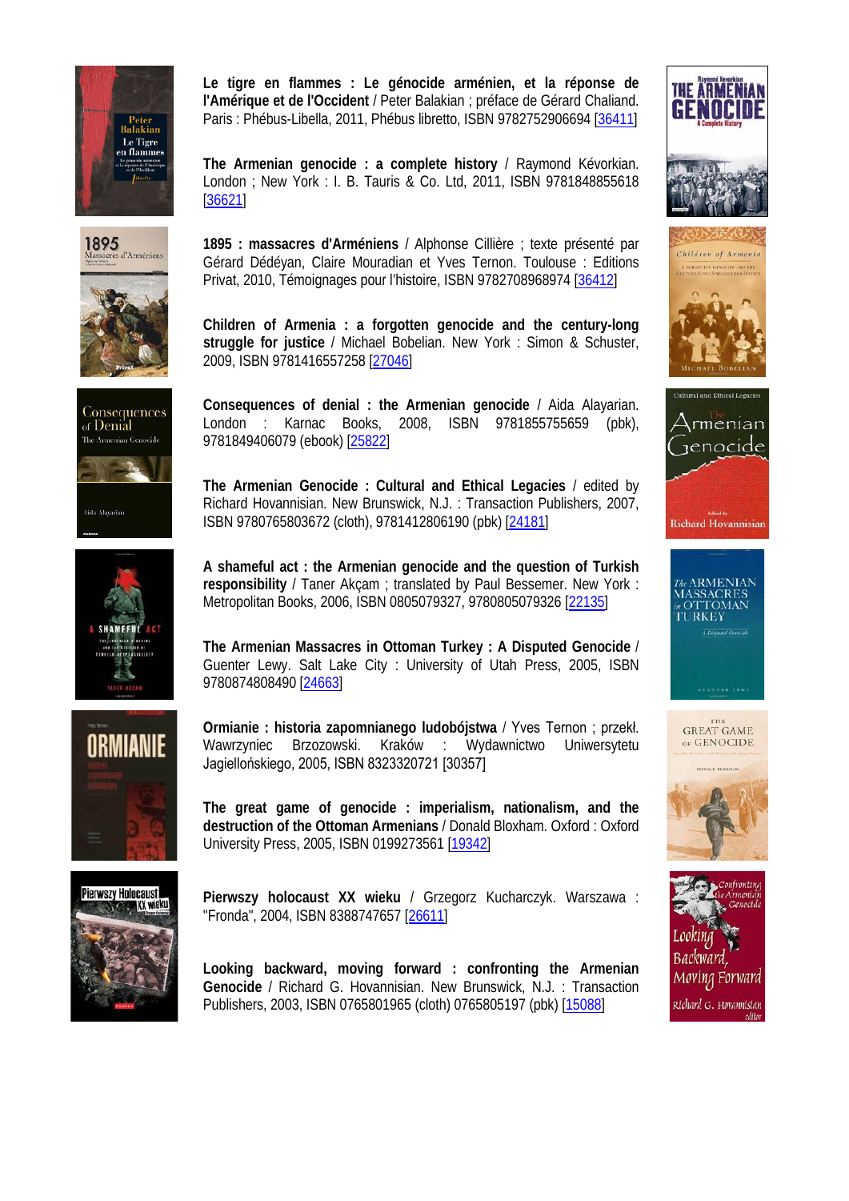**Le tigre en flammes : Le génocide arménien, et la réponse de l'Amérique et de l'Occident** / Peter Balakian ; préface de Gérard Chaliand. Paris : Phébus-Libella, 2011, Phébus libretto, ISBN 9782752906694 [36411]

**The Armenian genocide : a complete history** / Raymond Kévorkian. London ; New York : I. B. Tauris & Co. Ltd, 2011, ISBN 9781848855618 [36621]

**1895 : massacres d'Arméniens** / Alphonse Cillière ; texte présenté par Gérard Dédéyan, Claire Mouradian et Yves Ternon. Toulouse : Editions Privat, 2010, Témoignages pour l'histoire, ISBN 9782708968974 [36412]

**Children of Armenia : a forgotten genocide and the century-long struggle for justice** / Michael Bobelian. New York : Simon & Schuster, 2009, ISBN 9781416557258 [27046]

**Consequences of denial : the Armenian genocide** / Aida Alayarian. London : Karnac Books, 2008, ISBN 9781855755659 (pbk), 9781849406079 (ebook) [25822]

**The Armenian Genocide : Cultural and Ethical Legacies** / edited by Richard Hovannisian. New Brunswick, N.J. : Transaction Publishers, 2007, ISBN 9780765803672 (cloth), 9781412806190 (pbk) [24181]

**A shameful act : the Armenian genocide and the question of Turkish responsibility** / Taner Akçam ; translated by Paul Bessemer. New York : Metropolitan Books, 2006, ISBN 0805079327, 9780805079326 [22135]

**The Armenian Massacres in Ottoman Turkey : A Disputed Genocide** / Guenter Lewy. Salt Lake City : University of Utah Press, 2005, ISBN 9780874808490 [24663]

**Ormianie : historia zapomnianego ludobójstwa** / Yves Ternon ; przekł. Wawrzyniec Brzozowski. Kraków : Wydawnictwo Uniwersytetu Jagiellońskiego, 2005, ISBN 8323320721 [30357]

**The great game of genocide : imperialism, nationalism, and the destruction of the Ottoman Armenians** / Donald Bloxham. Oxford : Oxford University Press, 2005, ISBN 0199273561 [19342]

**Pierwszy holocaust XX wieku** / Grzegorz Kucharczyk. Warszawa : "Fronda", 2004, ISBN 8388747657 [26611]

**Looking backward, moving forward : confronting the Armenian Genocide** / Richard G. Hovannisian. New Brunswick, N.J. : Transaction Publishers, 2003, ISBN 0765801965 (cloth) 0765805197 (pbk) [15088]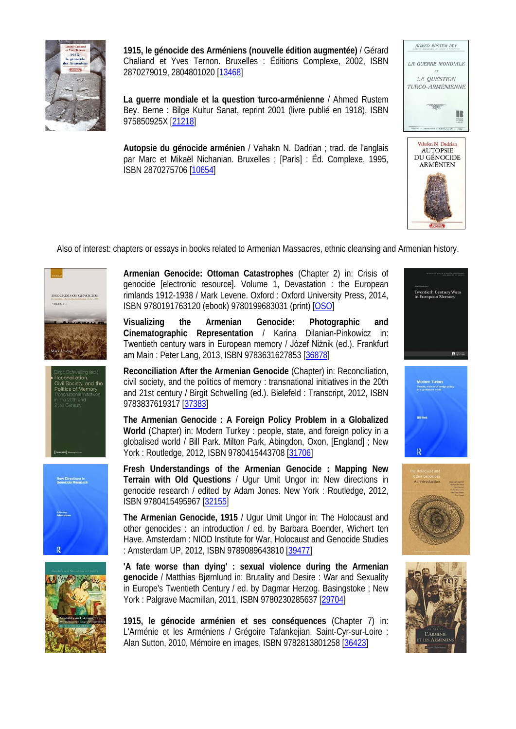**1915, le génocide des Arméniens (nouvelle édition augmentée)** / Gérard Chaliand et Yves Ternon. Bruxelles : Éditions Complexe, 2002, ISBN 2870279019, 2804801020 [13468]

**La guerre mondiale et la question turco-arménienne** / Ahmed Rustem Bey. Berne : Bilge Kultur Sanat, reprint 2001 (livre publié en 1918), ISBN 975850925X [21218]

**Autopsie du génocide arménien** / Vahakn N. Dadrian ; trad. de l'anglais par Marc et Mikaël Nichanian. Bruxelles ; [Paris] : Éd. Complexe, 1995, ISBN 2870275706 [10654]

Also of interest: chapters or essays in books related to Armenian Massacres, ethnic cleansing and Armenian history.

**Armenian Genocide: Ottoman Catastrophes** (Chapter 2) in: Crisis of genocide [electronic resource]. Volume 1, Devastation : the European rimlands 1912-1938 / Mark Levene. Oxford : Oxford University Press, 2014, ISBN 9780191763120 (ebook) 9780199683031 (print) [OSO]

**Visualizing the Armenian Genocide: Photographic and Cinematographic Representation** / Karina Dilanian-Pinkowicz in: Twentieth century wars in European memory / Józef Niżnik (ed.). Frankfurt am Main : Peter Lang, 2013, ISBN 9783631627853 [36878]

**Reconciliation After the Armenian Genocide** (Chapter) in: Reconciliation, civil society, and the politics of memory : transnational initiatives in the 20th and 21st century / Birgit Schwelling (ed.). Bielefeld : Transcript, 2012, ISBN 9783837619317 [37383]

**The Armenian Genocide : A Foreign Policy Problem in a Globalized World** (Chapter) in: Modern Turkey : people, state, and foreign policy in a globalised world / Bill Park. Milton Park, Abingdon, Oxon, [England] ; New York : Routledge, 2012, ISBN 9780415443708 [31706]

**Fresh Understandings of the Armenian Genocide : Mapping New Terrain with Old Questions** / Ugur Umit Ungor in: New directions in genocide research / edited by Adam Jones. New York : Routledge, 2012, ISBN 9780415495967 [32155]

**The Armenian Genocide, 1915** / Ugur Umit Ungor in: The Holocaust and other genocides : an introduction / ed. by Barbara Boender, Wichert ten Have. Amsterdam : NIOD Institute for War, Holocaust and Genocide Studies : Amsterdam UP, 2012, ISBN 9789089643810 [39477]

**'A fate worse than dying' : sexual violence during the Armenian genocide** / Matthias Bjørnlund in: Brutality and Desire : War and Sexuality in Europe's Twentieth Century / ed. by Dagmar Herzog. Basingstoke ; New York : Palgrave Macmillan, 2011, ISBN 9780230285637 [29704]

**1915, le génocide arménien et ses conséquences** (Chapter 7) in: L'Arménie et les Arméniens / Grégoire Tafankejian. Saint-Cyr-sur-Loire : Alan Sutton, 2010, Mémoire en images, ISBN 9782813801258 [36423]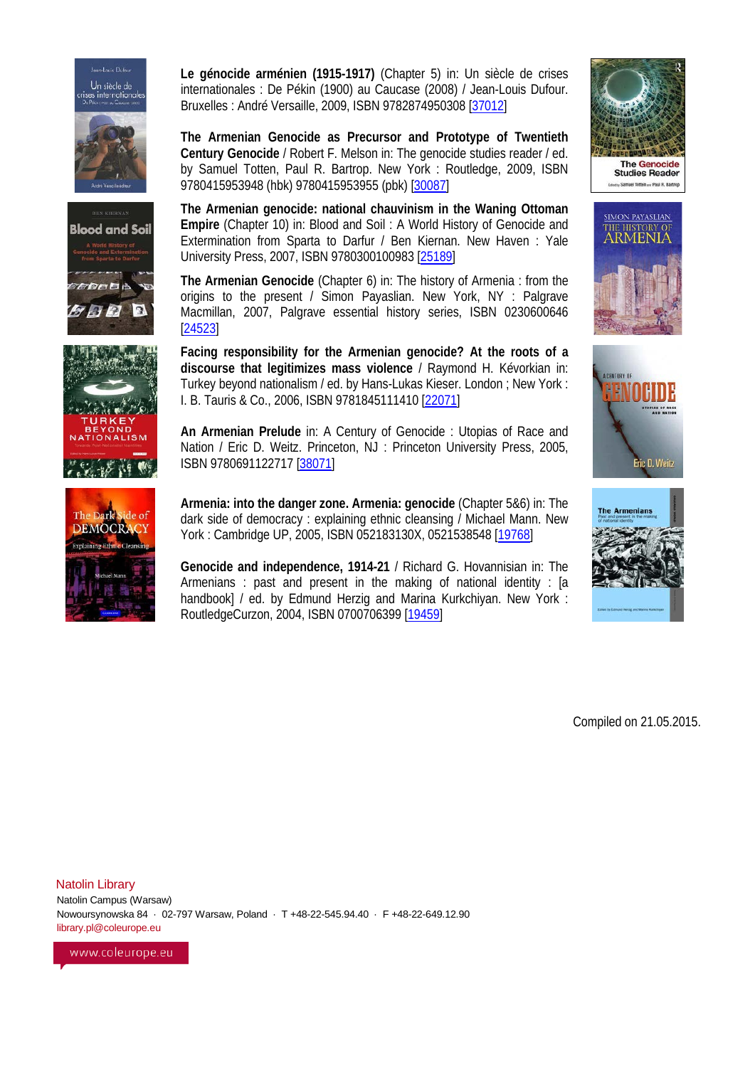**Le génocide arménien (1915-1917)** (Chapter 5) in: Un siècle de crises internationales : De Pékin (1900) au Caucase (2008) / Jean-Louis Dufour. Bruxelles : André Versaille, 2009, ISBN 9782874950308 [37012]

**The Armenian Genocide as Precursor and Prototype of Twentieth Century Genocide** / Robert F. Melson in: The genocide studies reader / ed. by Samuel Totten, Paul R. Bartrop. New York : Routledge, 2009, ISBN 9780415953948 (hbk) 9780415953955 (pbk) [30087]

**The Armenian genocide: national chauvinism in the Waning Ottoman Empire** (Chapter 10) in: Blood and Soil : A World History of Genocide and Extermination from Sparta to Darfur / Ben Kiernan. New Haven : Yale University Press, 2007, ISBN 9780300100983 [25189]

**The Armenian Genocide** (Chapter 6) in: The history of Armenia : from the origins to the present / Simon Payaslian. New York, NY : Palgrave Macmillan, 2007, Palgrave essential history series, ISBN 0230600646 [24523]

**Facing responsibility for the Armenian genocide? At the roots of a discourse that legitimizes mass violence** / Raymond H. Kévorkian in: Turkey beyond nationalism / ed. by Hans-Lukas Kieser. London ; New York : I. B. Tauris & Co., 2006, ISBN 9781845111410 [22071]

**An Armenian Prelude** in: A Century of Genocide : Utopias of Race and Nation / Eric D. Weitz. Princeton, NJ : Princeton University Press, 2005, ISBN 9780691122717 [38071]

**Armenia: into the danger zone. Armenia: genocide** (Chapter 5&6) in: The dark side of democracy : explaining ethnic cleansing / Michael Mann. New York : Cambridge UP, 2005, ISBN 052183130X, 0521538548 [19768]

**Genocide and independence, 1914-21** / Richard G. Hovannisian in: The Armenians : past and present in the making of national identity : [a handbook] / ed. by Edmund Herzig and Marina Kurkchiyan. New York : RoutledgeCurzon, 2004, ISBN 0700706399 [19459]

Compiled on 21.05.2015.

Natolin Library
Natolin Campus (Warsaw)
Nowoursynowska 84 · 02-797 Warsaw, Poland · T +48-22-545.94.40 · F +48-22-649.12.90
library.pl@coleurope.eu

www.coleurope.eu